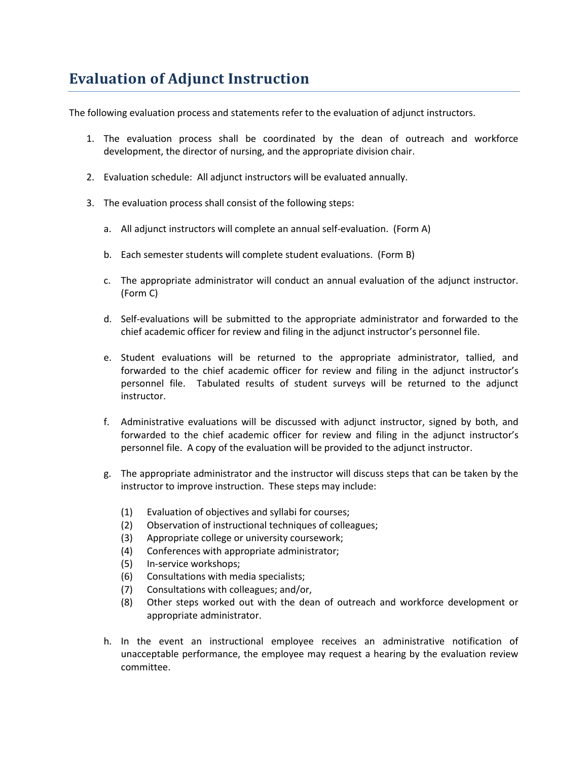# Evaluation of Adjunct Instruction

The following evaluation process and statements refer to the evaluation of adjunct instructors.

1. The evaluation process shall be coordinated by the dean of outreach and workforce development, the director of nursing, and the appropriate division chair.

2. Evaluation schedule: All adjunct instructors will be evaluated annually.

3. The evaluation process shall consist of the following steps:

   a. All adjunct instructors will complete an annual self-evaluation. (Form A)

   b. Each semester students will complete student evaluations. (Form B)

   c. The appropriate administrator will conduct an annual evaluation of the adjunct instructor. (Form C)

   d. Self-evaluations will be submitted to the appropriate administrator and forwarded to the chief academic officer for review and filing in the adjunct instructor's personnel file.

   e. Student evaluations will be returned to the appropriate administrator, tallied, and forwarded to the chief academic officer for review and filing in the adjunct instructor's personnel file. Tabulated results of student surveys will be returned to the adjunct instructor.

   f. Administrative evaluations will be discussed with adjunct instructor, signed by both, and forwarded to the chief academic officer for review and filing in the adjunct instructor's personnel file. A copy of the evaluation will be provided to the adjunct instructor.

   g. The appropriate administrator and the instructor will discuss steps that can be taken by the instructor to improve instruction. These steps may include:

      (1) Evaluation of objectives and syllabi for courses;
      (2) Observation of instructional techniques of colleagues;
      (3) Appropriate college or university coursework;
      (4) Conferences with appropriate administrator;
      (5) In-service workshops;
      (6) Consultations with media specialists;
      (7) Consultations with colleagues; and/or,
      (8) Other steps worked out with the dean of outreach and workforce development or appropriate administrator.

   h. In the event an instructional employee receives an administrative notification of unacceptable performance, the employee may request a hearing by the evaluation review committee.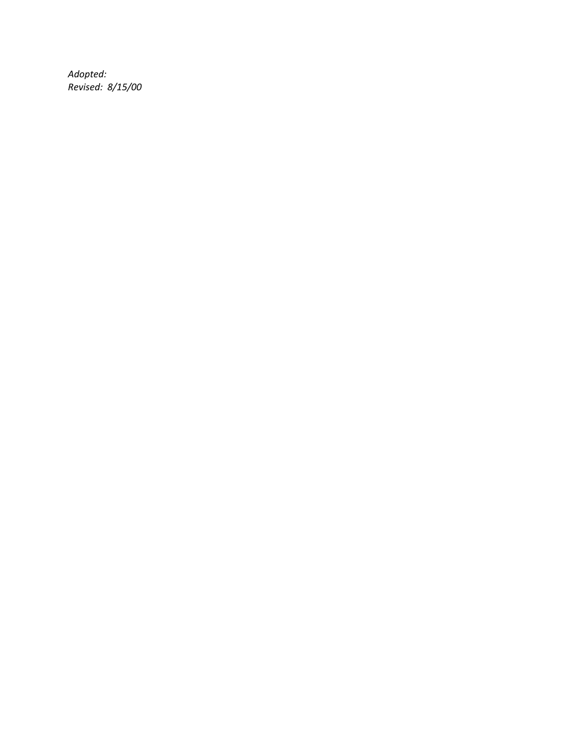*Adopted:*
*Revised: 8/15/00*